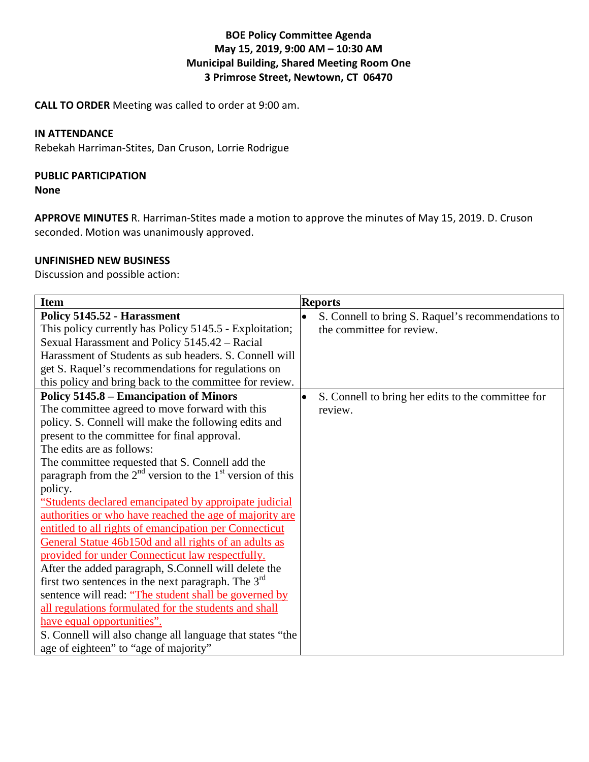**BOE Policy Committee Agenda**
**May 15, 2019, 9:00 AM – 10:30 AM**
**Municipal Building, Shared Meeting Room One**
**3 Primrose Street, Newtown, CT 06470**

**CALL TO ORDER** Meeting was called to order at 9:00 am.

**IN ATTENDANCE**
Rebekah Harriman-Stites, Dan Cruson, Lorrie Rodrigue

**PUBLIC PARTICIPATION**
**None**

**APPROVE MINUTES** R. Harriman-Stites made a motion to approve the minutes of May 15, 2019. D. Cruson seconded. Motion was unanimously approved.

**UNFINISHED NEW BUSINESS**
Discussion and possible action:

| **Item** | **Reports** |
|---|---|
| **Policy 5145.52 - Harassment**<br>This policy currently has Policy 5145.5 - Exploitation; Sexual Harassment and Policy 5145.42 – Racial Harassment of Students as sub headers. S. Connell will get S. Raquel's recommendations for regulations on this policy and bring back to the committee for review. | • S. Connell to bring S. Raquel's recommendations to the committee for review. |
| **Policy 5145.8 – Emancipation of Minors**<br>The committee agreed to move forward with this policy. S. Connell will make the following edits and present to the committee for final approval.<br>The edits are as follows:<br>The committee requested that S. Connell add the paragraph from the 2nd version to the 1st version of this policy.<br>"Students declared emancipated by appropriate judicial authorities or who have reached the age of majority are entitled to all rights of emancipation per Connecticut General Statue 46b150d and all rights of an adults as provided for under Connecticut law respectfully.<br>After the added paragraph, S.Connell will delete the first two sentences in the next paragraph. The 3rd sentence will read: "The student shall be governed by all regulations formulated for the students and shall have equal opportunities".<br>S. Connell will also change all language that states "the age of eighteen" to "age of majority" | • S. Connell to bring her edits to the committee for review. |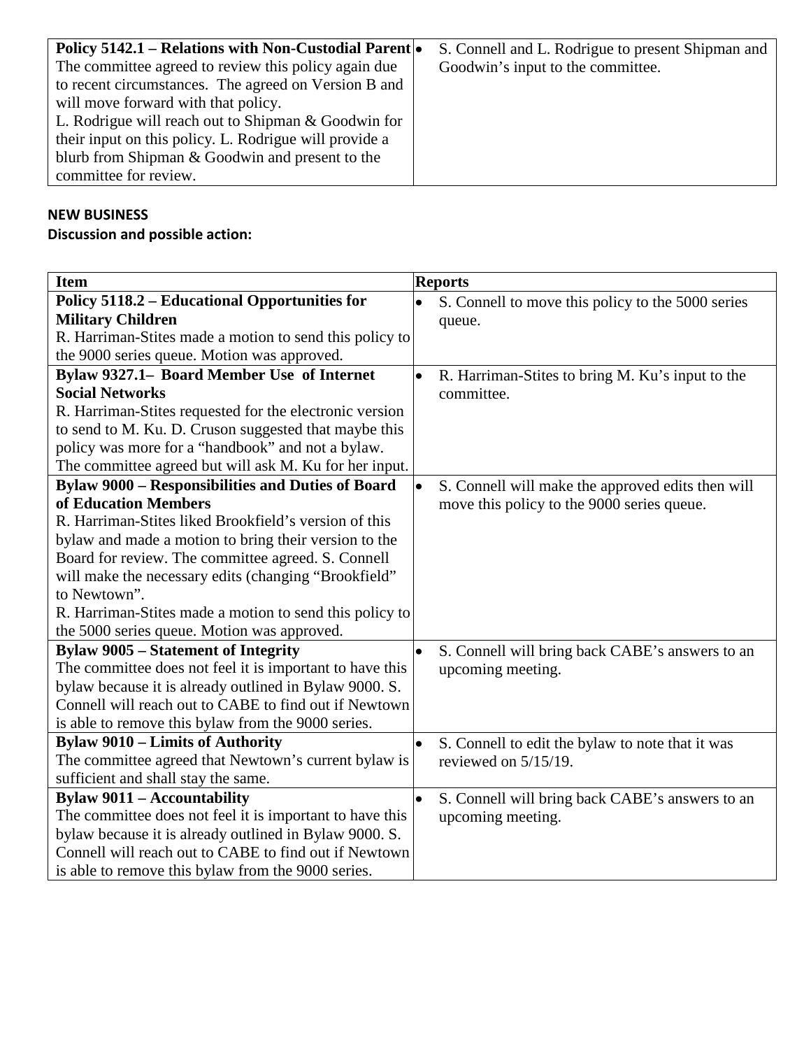| **Policy 5142.1 – Relations with Non-Custodial Parent** The committee agreed to review this policy again due to recent circumstances. The agreed on Version B and will move forward with that policy. L. Rodrigue will reach out to Shipman & Goodwin for their input on this policy. L. Rodrigue will provide a blurb from Shipman & Goodwin and present to the committee for review. | • S. Connell and L. Rodrigue to present Shipman and Goodwin's input to the committee. |
|---|---|

**NEW BUSINESS**

**Discussion and possible action:**

| Item | Reports |
|---|---|
| **Policy 5118.2 – Educational Opportunities for Military Children** R. Harriman-Stites made a motion to send this policy to the 9000 series queue. Motion was approved. | • S. Connell to move this policy to the 5000 series queue. |
| **Bylaw 9327.1– Board Member Use of Internet Social Networks** R. Harriman-Stites requested for the electronic version to send to M. Ku. D. Cruson suggested that maybe this policy was more for a "handbook" and not a bylaw. The committee agreed but will ask M. Ku for her input. | • R. Harriman-Stites to bring M. Ku's input to the committee. |
| **Bylaw 9000 – Responsibilities and Duties of Board of Education Members** R. Harriman-Stites liked Brookfield's version of this bylaw and made a motion to bring their version to the Board for review. The committee agreed. S. Connell will make the necessary edits (changing "Brookfield" to Newtown". R. Harriman-Stites made a motion to send this policy to the 5000 series queue. Motion was approved. | • S. Connell will make the approved edits then will move this policy to the 9000 series queue. |
| **Bylaw 9005 – Statement of Integrity** The committee does not feel it is important to have this bylaw because it is already outlined in Bylaw 9000. S. Connell will reach out to CABE to find out if Newtown is able to remove this bylaw from the 9000 series. | • S. Connell will bring back CABE's answers to an upcoming meeting. |
| **Bylaw 9010 – Limits of Authority** The committee agreed that Newtown's current bylaw is sufficient and shall stay the same. | • S. Connell to edit the bylaw to note that it was reviewed on 5/15/19. |
| **Bylaw 9011 – Accountability** The committee does not feel it is important to have this bylaw because it is already outlined in Bylaw 9000. S. Connell will reach out to CABE to find out if Newtown is able to remove this bylaw from the 9000 series. | • S. Connell will bring back CABE's answers to an upcoming meeting. |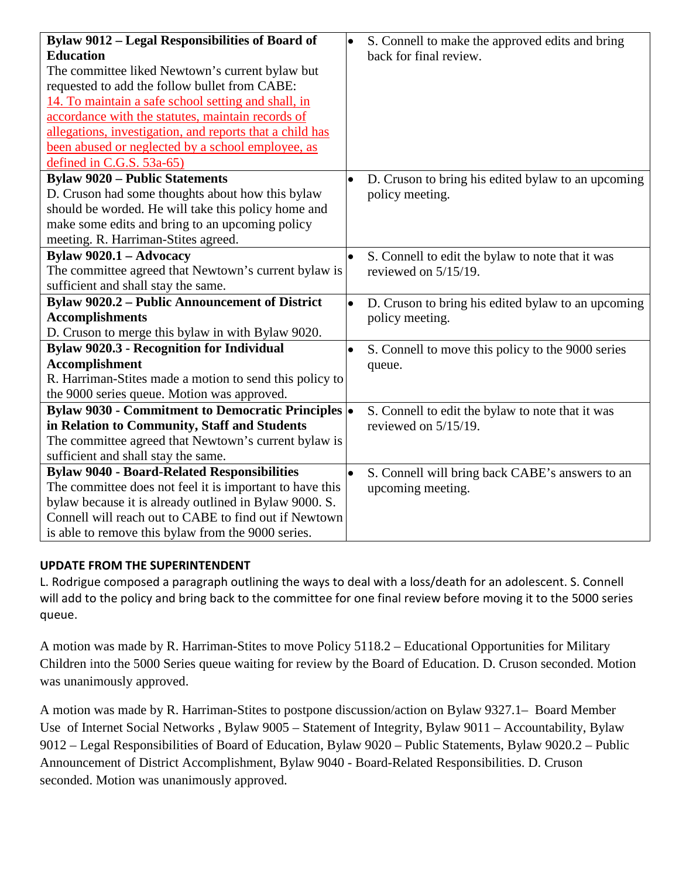| | |
|---|---|
| **Bylaw 9012 – Legal Responsibilities of Board of Education**<br>The committee liked Newtown's current bylaw but requested to add the follow bullet from CABE:<br><u>14. To maintain a safe school setting and shall, in accordance with the statutes, maintain records of allegations, investigation, and reports that a child has been abused or neglected by a school employee, as defined in C.G.S. 53a-65)</u> | • S. Connell to make the approved edits and bring back for final review. |
| **Bylaw 9020 – Public Statements**<br>D. Cruson had some thoughts about how this bylaw should be worded. He will take this policy home and make some edits and bring to an upcoming policy meeting. R. Harriman-Stites agreed. | • D. Cruson to bring his edited bylaw to an upcoming policy meeting. |
| **Bylaw 9020.1 – Advocacy**<br>The committee agreed that Newtown's current bylaw is sufficient and shall stay the same. | • S. Connell to edit the bylaw to note that it was reviewed on 5/15/19. |
| **Bylaw 9020.2 – Public Announcement of District Accomplishments**<br>D. Cruson to merge this bylaw in with Bylaw 9020. | • D. Cruson to bring his edited bylaw to an upcoming policy meeting. |
| **Bylaw 9020.3 - Recognition for Individual Accomplishment**<br>R. Harriman-Stites made a motion to send this policy to the 9000 series queue. Motion was approved. | • S. Connell to move this policy to the 9000 series queue. |
| **Bylaw 9030 - Commitment to Democratic Principles in Relation to Community, Staff and Students**<br>The committee agreed that Newtown's current bylaw is sufficient and shall stay the same. | • S. Connell to edit the bylaw to note that it was reviewed on 5/15/19. |
| **Bylaw 9040 - Board-Related Responsibilities**<br>The committee does not feel it is important to have this bylaw because it is already outlined in Bylaw 9000. S. Connell will reach out to CABE to find out if Newtown is able to remove this bylaw from the 9000 series. | • S. Connell will bring back CABE's answers to an upcoming meeting. |

**UPDATE FROM THE SUPERINTENDENT**

L. Rodrigue composed a paragraph outlining the ways to deal with a loss/death for an adolescent. S. Connell will add to the policy and bring back to the committee for one final review before moving it to the 5000 series queue.

A motion was made by R. Harriman-Stites to move Policy 5118.2 – Educational Opportunities for Military Children into the 5000 Series queue waiting for review by the Board of Education. D. Cruson seconded. Motion was unanimously approved.

A motion was made by R. Harriman-Stites to postpone discussion/action on Bylaw 9327.1– Board Member Use of Internet Social Networks , Bylaw 9005 – Statement of Integrity, Bylaw 9011 – Accountability, Bylaw 9012 – Legal Responsibilities of Board of Education, Bylaw 9020 – Public Statements, Bylaw 9020.2 – Public Announcement of District Accomplishment, Bylaw 9040 - Board-Related Responsibilities. D. Cruson seconded. Motion was unanimously approved.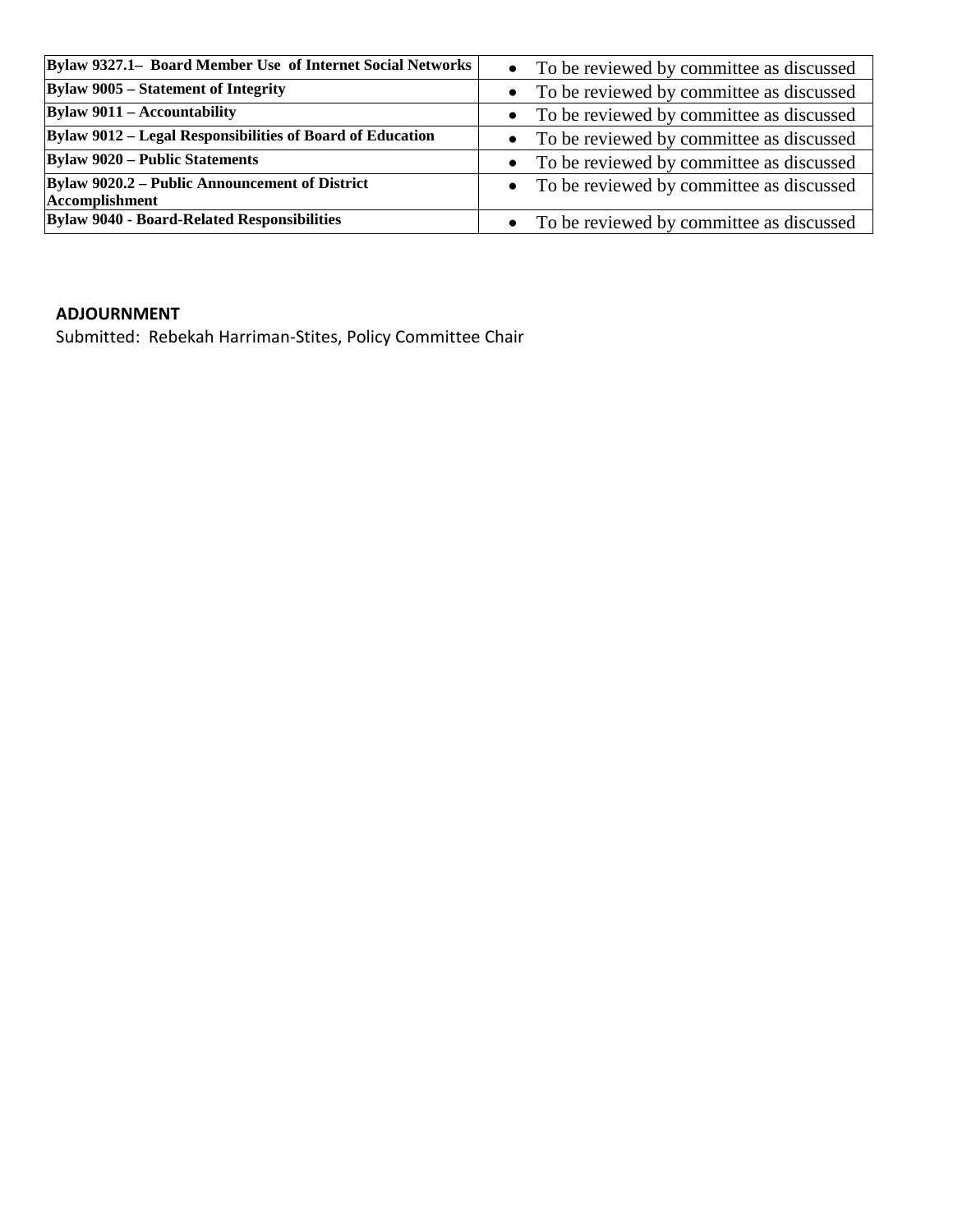| | |
|---|---|
| **Bylaw 9327.1– Board Member Use of Internet Social Networks** | • To be reviewed by committee as discussed |
| **Bylaw 9005 – Statement of Integrity** | • To be reviewed by committee as discussed |
| **Bylaw 9011 – Accountability** | • To be reviewed by committee as discussed |
| **Bylaw 9012 – Legal Responsibilities of Board of Education** | • To be reviewed by committee as discussed |
| **Bylaw 9020 – Public Statements** | • To be reviewed by committee as discussed |
| **Bylaw 9020.2 – Public Announcement of District Accomplishment** | • To be reviewed by committee as discussed |
| **Bylaw 9040 - Board-Related Responsibilities** | • To be reviewed by committee as discussed |

**ADJOURNMENT**

Submitted: Rebekah Harriman-Stites, Policy Committee Chair